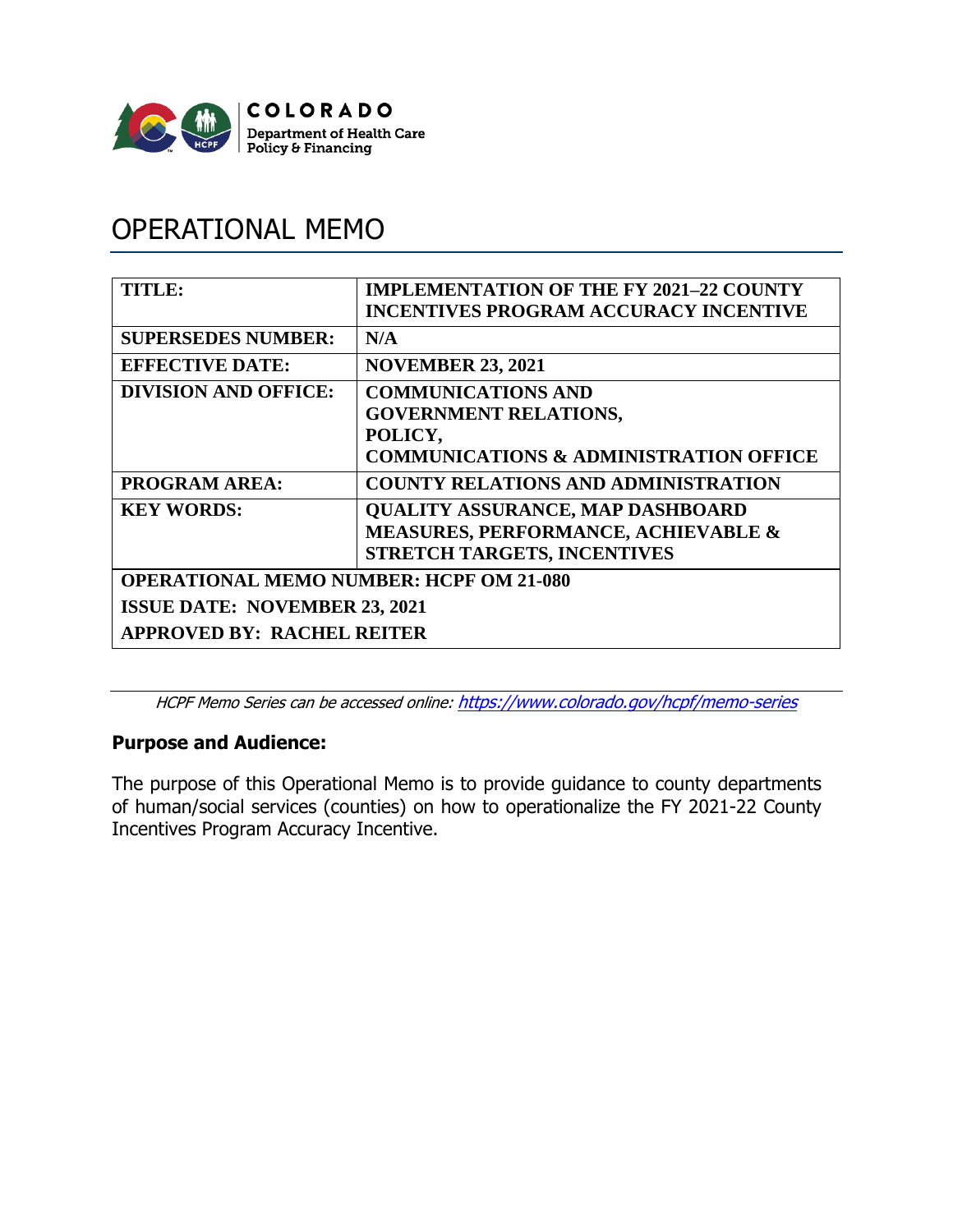COLORADO
Department of Health Care Policy & Financing

# OPERATIONAL MEMO

| TITLE: | IMPLEMENTATION OF THE FY 2021–22 COUNTY INCENTIVES PROGRAM ACCURACY INCENTIVE |
| --- | --- |
| SUPERSEDES NUMBER: | N/A |
| EFFECTIVE DATE: | NOVEMBER 23, 2021 |
| DIVISION AND OFFICE: | COMMUNICATIONS AND GOVERNMENT RELATIONS, POLICY, COMMUNICATIONS & ADMINISTRATION OFFICE |
| PROGRAM AREA: | COUNTY RELATIONS AND ADMINISTRATION |
| KEY WORDS: | QUALITY ASSURANCE, MAP DASHBOARD MEASURES, PERFORMANCE, ACHIEVABLE & STRETCH TARGETS, INCENTIVES |
| OPERATIONAL MEMO NUMBER: HCPF OM 21-080 | |
| ISSUE DATE: NOVEMBER 23, 2021 | |
| APPROVED BY: RACHEL REITER | |

*HCPF Memo Series can be accessed online: https://www.colorado.gov/hcpf/memo-series*

**Purpose and Audience:**

The purpose of this Operational Memo is to provide guidance to county departments of human/social services (counties) on how to operationalize the FY 2021-22 County Incentives Program Accuracy Incentive.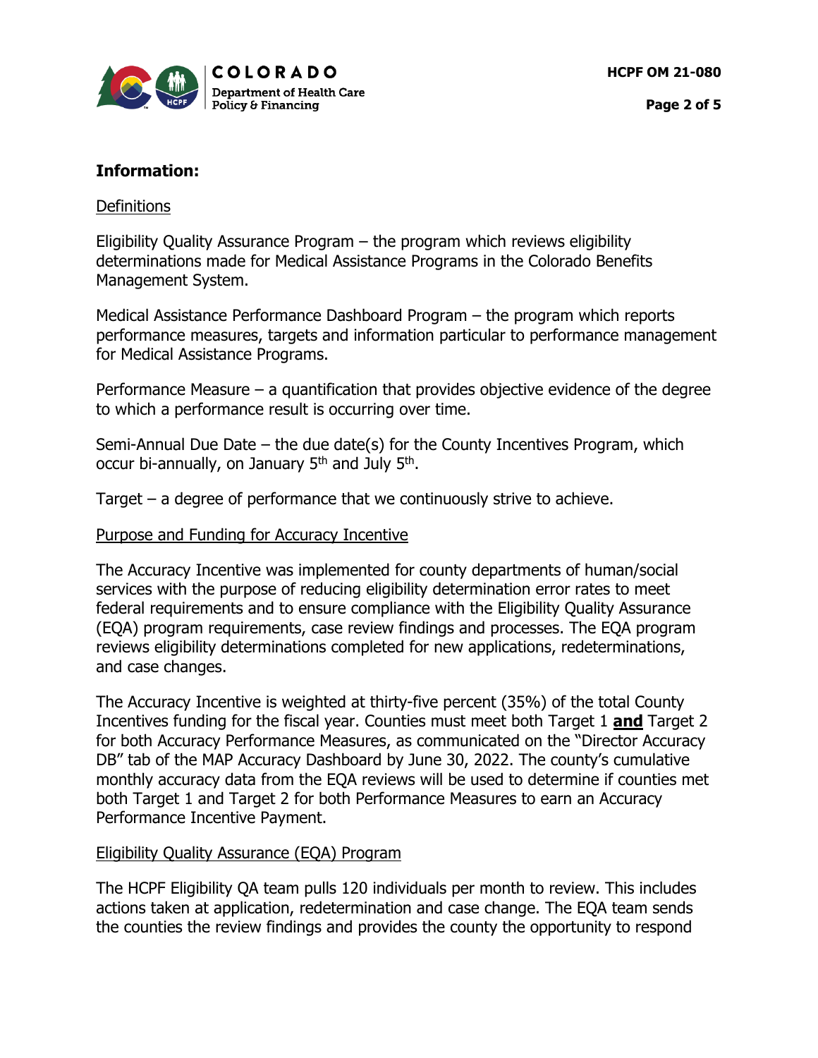**Information:**

Definitions

Eligibility Quality Assurance Program – the program which reviews eligibility determinations made for Medical Assistance Programs in the Colorado Benefits Management System.

Medical Assistance Performance Dashboard Program – the program which reports performance measures, targets and information particular to performance management for Medical Assistance Programs.

Performance Measure – a quantification that provides objective evidence of the degree to which a performance result is occurring over time.

Semi-Annual Due Date – the due date(s) for the County Incentives Program, which occur bi-annually, on January 5th and July 5th.

Target – a degree of performance that we continuously strive to achieve.

Purpose and Funding for Accuracy Incentive

The Accuracy Incentive was implemented for county departments of human/social services with the purpose of reducing eligibility determination error rates to meet federal requirements and to ensure compliance with the Eligibility Quality Assurance (EQA) program requirements, case review findings and processes. The EQA program reviews eligibility determinations completed for new applications, redeterminations, and case changes.

The Accuracy Incentive is weighted at thirty-five percent (35%) of the total County Incentives funding for the fiscal year. Counties must meet both Target 1 **and** Target 2 for both Accuracy Performance Measures, as communicated on the "Director Accuracy DB" tab of the MAP Accuracy Dashboard by June 30, 2022. The county's cumulative monthly accuracy data from the EQA reviews will be used to determine if counties met both Target 1 and Target 2 for both Performance Measures to earn an Accuracy Performance Incentive Payment.

Eligibility Quality Assurance (EQA) Program

The HCPF Eligibility QA team pulls 120 individuals per month to review. This includes actions taken at application, redetermination and case change. The EQA team sends the counties the review findings and provides the county the opportunity to respond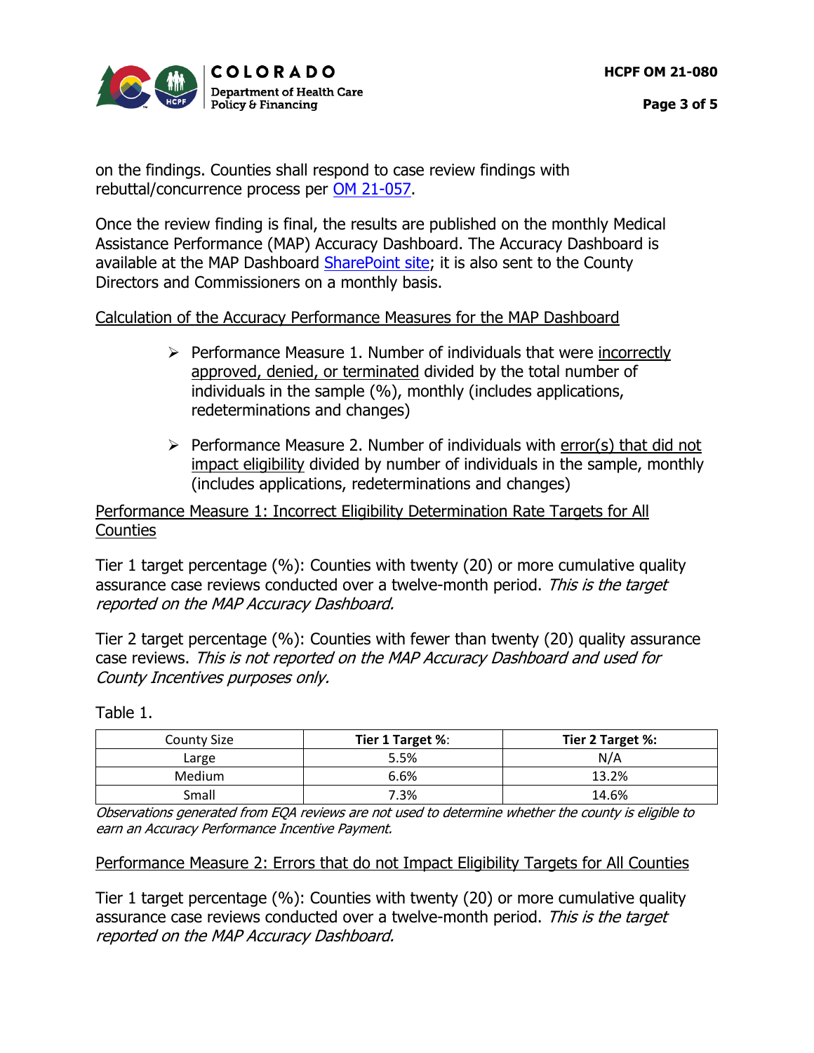on the findings. Counties shall respond to case review findings with rebuttal/concurrence process per [OM 21-057](OM 21-057).

Once the review finding is final, the results are published on the monthly Medical Assistance Performance (MAP) Accuracy Dashboard. The Accuracy Dashboard is available at the MAP Dashboard SharePoint site; it is also sent to the County Directors and Commissioners on a monthly basis.

<u>Calculation of the Accuracy Performance Measures for the MAP Dashboard</u>

- Performance Measure 1. Number of individuals that were <u>incorrectly approved, denied, or terminated</u> divided by the total number of individuals in the sample (%), monthly (includes applications, redeterminations and changes)

- Performance Measure 2. Number of individuals with <u>error(s) that did not impact eligibility</u> divided by number of individuals in the sample, monthly (includes applications, redeterminations and changes)

<u>Performance Measure 1: Incorrect Eligibility Determination Rate Targets for All Counties</u>

Tier 1 target percentage (%): Counties with twenty (20) or more cumulative quality assurance case reviews conducted over a twelve-month period. *This is the target reported on the MAP Accuracy Dashboard.*

Tier 2 target percentage (%): Counties with fewer than twenty (20) quality assurance case reviews. *This is not reported on the MAP Accuracy Dashboard and used for County Incentives purposes only.*

Table 1.

| County Size | **Tier 1 Target %**: | **Tier 2 Target %:** |
|---|---|---|
| Large | 5.5% | N/A |
| Medium | 6.6% | 13.2% |
| Small | 7.3% | 14.6% |

*Observations generated from EQA reviews are not used to determine whether the county is eligible to earn an Accuracy Performance Incentive Payment.*

<u>Performance Measure 2: Errors that do not Impact Eligibility Targets for All Counties</u>

Tier 1 target percentage (%): Counties with twenty (20) or more cumulative quality assurance case reviews conducted over a twelve-month period. *This is the target reported on the MAP Accuracy Dashboard.*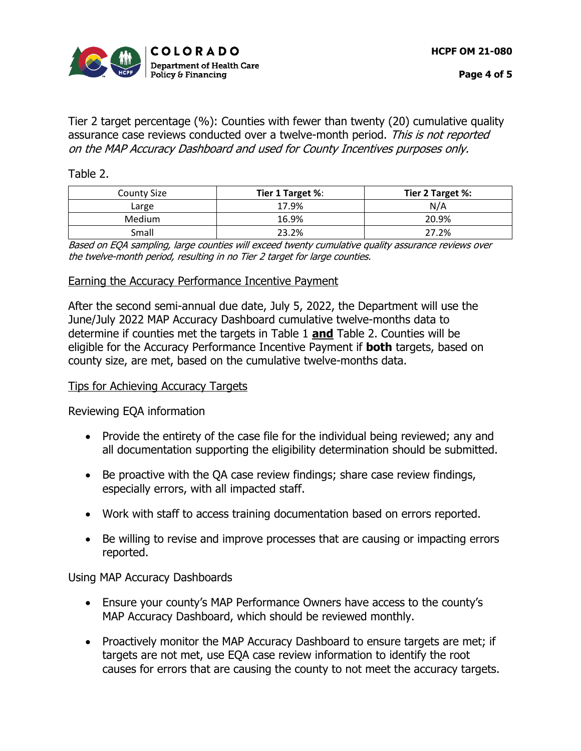Tier 2 target percentage (%): Counties with fewer than twenty (20) cumulative quality assurance case reviews conducted over a twelve-month period. *This is not reported on the MAP Accuracy Dashboard and used for County Incentives purposes only.*

Table 2.

| County Size | **Tier 1 Target %**: | **Tier 2 Target %:** |
|---|---|---|
| Large | 17.9% | N/A |
| Medium | 16.9% | 20.9% |
| Small | 23.2% | 27.2% |

*Based on EQA sampling, large counties will exceed twenty cumulative quality assurance reviews over the twelve-month period, resulting in no Tier 2 target for large counties.*

<u>Earning the Accuracy Performance Incentive Payment</u>

After the second semi-annual due date, July 5, 2022, the Department will use the June/July 2022 MAP Accuracy Dashboard cumulative twelve-months data to determine if counties met the targets in Table 1 <u>**and**</u> Table 2. Counties will be eligible for the Accuracy Performance Incentive Payment if **both** targets, based on county size, are met, based on the cumulative twelve-months data.

<u>Tips for Achieving Accuracy Targets</u>

Reviewing EQA information

- Provide the entirety of the case file for the individual being reviewed; any and all documentation supporting the eligibility determination should be submitted.
- Be proactive with the QA case review findings; share case review findings, especially errors, with all impacted staff.
- Work with staff to access training documentation based on errors reported.
- Be willing to revise and improve processes that are causing or impacting errors reported.

Using MAP Accuracy Dashboards

- Ensure your county's MAP Performance Owners have access to the county's MAP Accuracy Dashboard, which should be reviewed monthly.
- Proactively monitor the MAP Accuracy Dashboard to ensure targets are met; if targets are not met, use EQA case review information to identify the root causes for errors that are causing the county to not meet the accuracy targets.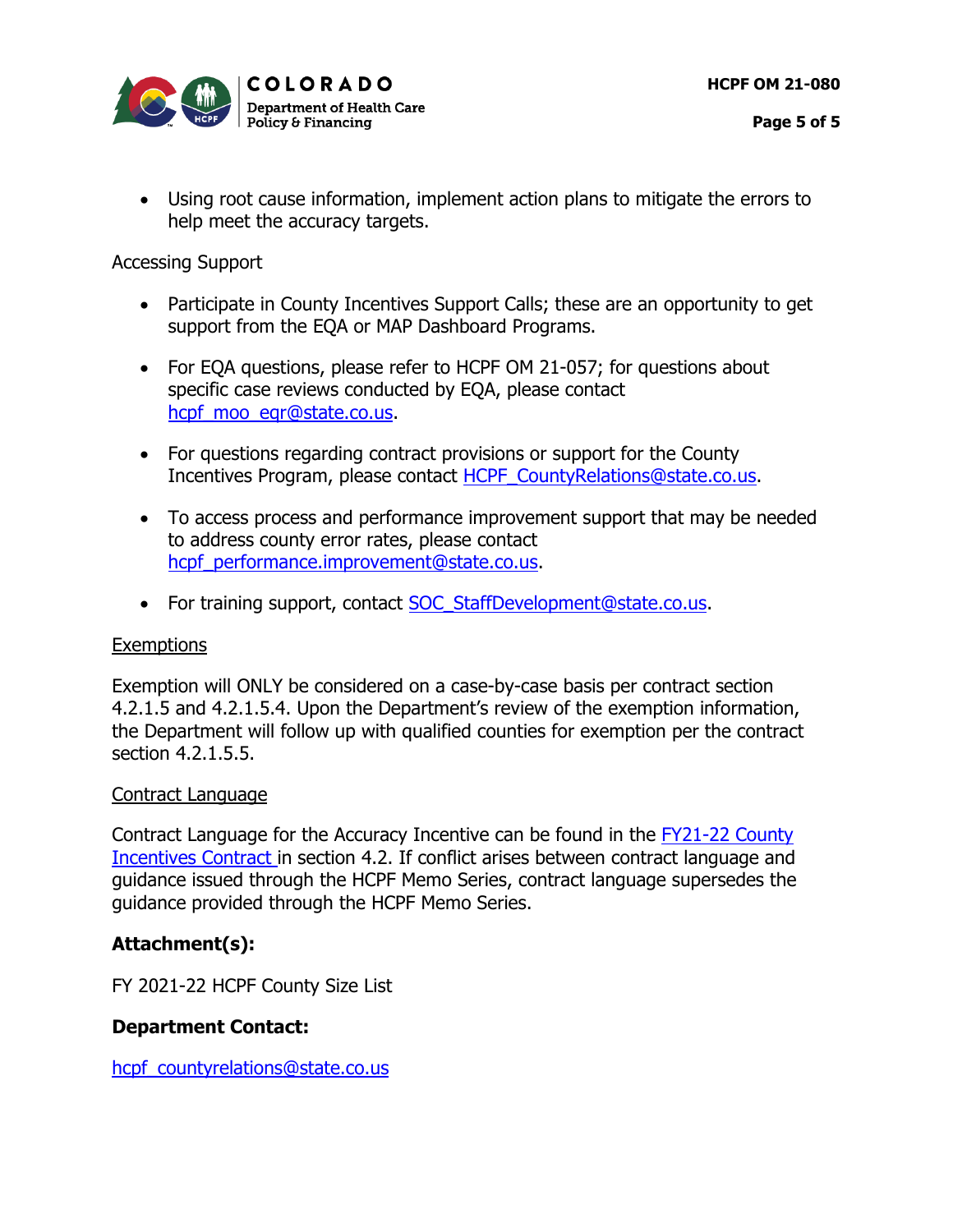- Using root cause information, implement action plans to mitigate the errors to help meet the accuracy targets.

Accessing Support

- Participate in County Incentives Support Calls; these are an opportunity to get support from the EQA or MAP Dashboard Programs.
- For EQA questions, please refer to HCPF OM 21-057; for questions about specific case reviews conducted by EQA, please contact hcpf_moo_eqr@state.co.us.
- For questions regarding contract provisions or support for the County Incentives Program, please contact HCPF_CountyRelations@state.co.us.
- To access process and performance improvement support that may be needed to address county error rates, please contact hcpf_performance.improvement@state.co.us.
- For training support, contact SOC_StaffDevelopment@state.co.us.

Exemptions

Exemption will ONLY be considered on a case-by-case basis per contract section 4.2.1.5 and 4.2.1.5.4. Upon the Department's review of the exemption information, the Department will follow up with qualified counties for exemption per the contract section 4.2.1.5.5.

Contract Language

Contract Language for the Accuracy Incentive can be found in the FY21-22 County Incentives Contract in section 4.2. If conflict arises between contract language and guidance issued through the HCPF Memo Series, contract language supersedes the guidance provided through the HCPF Memo Series.

**Attachment(s):**

FY 2021-22 HCPF County Size List

**Department Contact:**

hcpf_countyrelations@state.co.us